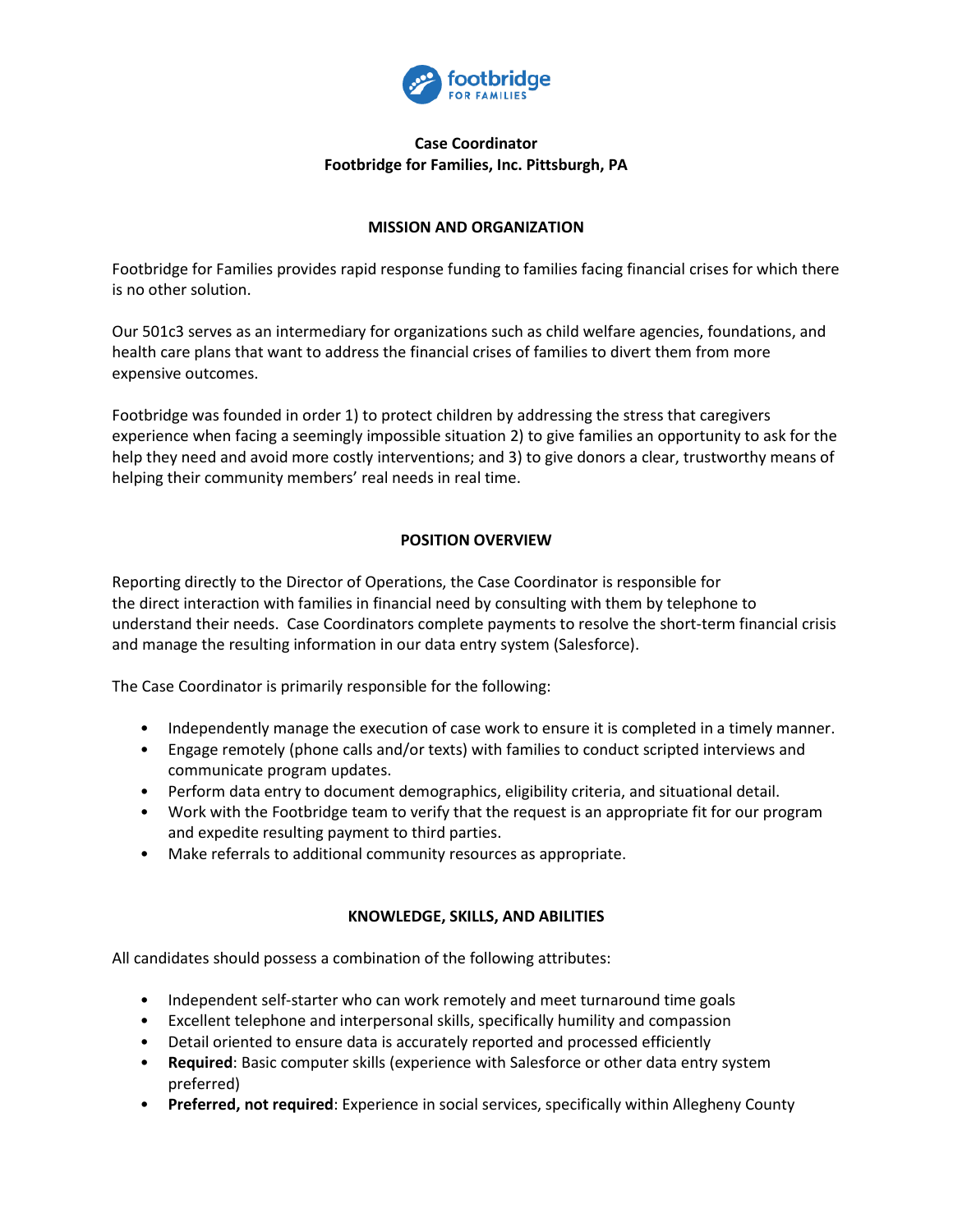**Case Coordinator**
**Footbridge for Families, Inc. Pittsburgh, PA**

## MISSION AND ORGANIZATION

Footbridge for Families provides rapid response funding to families facing financial crises for which there is no other solution.

Our 501c3 serves as an intermediary for organizations such as child welfare agencies, foundations, and health care plans that want to address the financial crises of families to divert them from more expensive outcomes.

Footbridge was founded in order 1) to protect children by addressing the stress that caregivers experience when facing a seemingly impossible situation 2) to give families an opportunity to ask for the help they need and avoid more costly interventions; and 3) to give donors a clear, trustworthy means of helping their community members' real needs in real time.

## POSITION OVERVIEW

Reporting directly to the Director of Operations, the Case Coordinator is responsible for the direct interaction with families in financial need by consulting with them by telephone to understand their needs. Case Coordinators complete payments to resolve the short-term financial crisis and manage the resulting information in our data entry system (Salesforce).

The Case Coordinator is primarily responsible for the following:

- Independently manage the execution of case work to ensure it is completed in a timely manner.
- Engage remotely (phone calls and/or texts) with families to conduct scripted interviews and communicate program updates.
- Perform data entry to document demographics, eligibility criteria, and situational detail.
- Work with the Footbridge team to verify that the request is an appropriate fit for our program and expedite resulting payment to third parties.
- Make referrals to additional community resources as appropriate.

## KNOWLEDGE, SKILLS, AND ABILITIES

All candidates should possess a combination of the following attributes:

- Independent self-starter who can work remotely and meet turnaround time goals
- Excellent telephone and interpersonal skills, specifically humility and compassion
- Detail oriented to ensure data is accurately reported and processed efficiently
- **Required**: Basic computer skills (experience with Salesforce or other data entry system preferred)
- **Preferred, not required**: Experience in social services, specifically within Allegheny County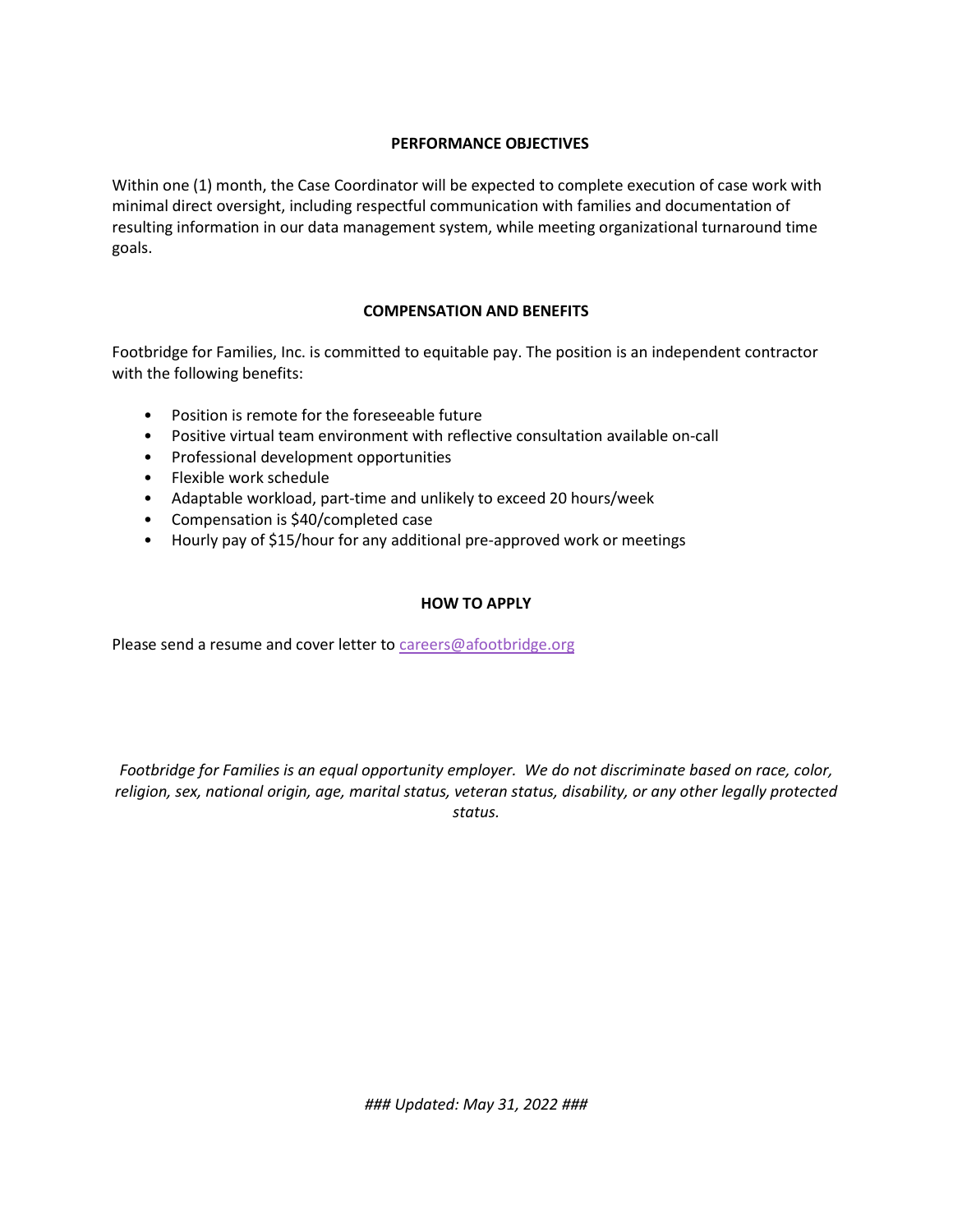## PERFORMANCE OBJECTIVES

Within one (1) month, the Case Coordinator will be expected to complete execution of case work with minimal direct oversight, including respectful communication with families and documentation of resulting information in our data management system, while meeting organizational turnaround time goals.

## COMPENSATION AND BENEFITS

Footbridge for Families, Inc. is committed to equitable pay. The position is an independent contractor with the following benefits:

- Position is remote for the foreseeable future
- Positive virtual team environment with reflective consultation available on-call
- Professional development opportunities
- Flexible work schedule
- Adaptable workload, part-time and unlikely to exceed 20 hours/week
- Compensation is $40/completed case
- Hourly pay of $15/hour for any additional pre-approved work or meetings

## HOW TO APPLY

Please send a resume and cover letter to [careers@afootbridge.org](mailto:careers@afootbridge.org)

*Footbridge for Families is an equal opportunity employer. We do not discriminate based on race, color, religion, sex, national origin, age, marital status, veteran status, disability, or any other legally protected status.*

*### Updated: May 31, 2022 ###*